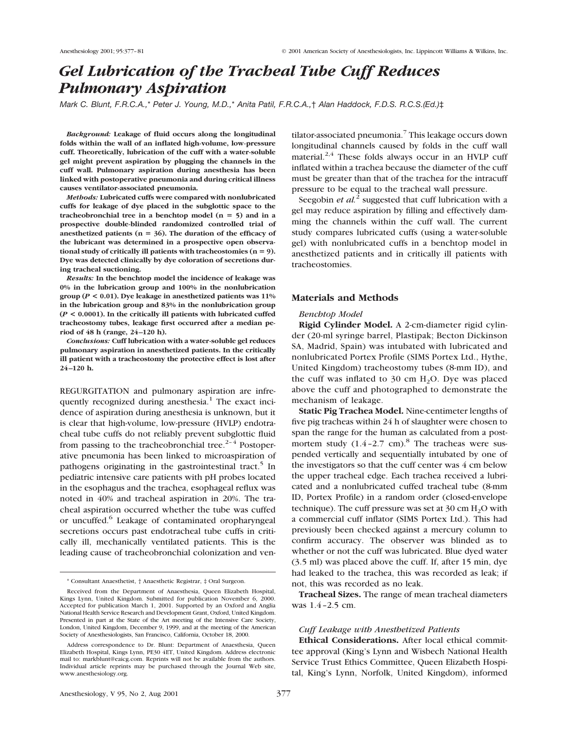# *Gel Lubrication of the Tracheal Tube Cuff Reduces Pulmonary Aspiration*

*Mark C. Blunt, F.R.C.A.,\* Peter J. Young, M.D.,\* Anita Patil, F.R.C.A.,† Alan Haddock, F.D.S. R.C.S.(Ed.)‡*

***Background:*** **Leakage of fluid occurs along the longitudinal folds within the wall of an inflated high-volume, low-pressure cuff. Theoretically, lubrication of the cuff with a water-soluble gel might prevent aspiration by plugging the channels in the cuff wall. Pulmonary aspiration during anesthesia has been linked with postoperative pneumonia and during critical illness causes ventilator-associated pneumonia.**

***Methods:*** **Lubricated cuffs were compared with nonlubricated cuffs for leakage of dye placed in the subglottic space to the tracheobronchial tree in a benchtop model (n = 5) and in a prospective double-blinded randomized controlled trial of anesthetized patients (n = 36). The duration of the efficacy of the lubricant was determined in a prospective open observational study of critically ill patients with tracheostomies (n = 9). Dye was detected clinically by dye coloration of secretions during tracheal suctioning.**

***Results:*** **In the benchtop model the incidence of leakage was 0% in the lubrication group and 100% in the nonlubrication group ($P < 0.01$). Dye leakage in anesthetized patients was 11% in the lubrication group and 83% in the nonlubrication group ($P < 0.0001$). In the critically ill patients with lubricated cuffed tracheostomy tubes, leakage first occurred after a median period of 48 h (range, 24–120 h).**

***Conclusions:*** **Cuff lubrication with a water-soluble gel reduces pulmonary aspiration in anesthetized patients. In the critically ill patient with a tracheostomy the protective effect is lost after 24–120 h.**

REGURGITATION and pulmonary aspiration are infrequently recognized during anesthesia.[1] The exact incidence of aspiration during anesthesia is unknown, but it is clear that high-volume, low-pressure (HVLP) endotracheal tube cuffs do not reliably prevent subglottic fluid from passing to the tracheobronchial tree.[2–4] Postoperative pneumonia has been linked to microaspiration of pathogens originating in the gastrointestinal tract.[5] In pediatric intensive care patients with pH probes located in the esophagus and the trachea, esophageal reflux was noted in 40% and tracheal aspiration in 20%. The tracheal aspiration occurred whether the tube was cuffed or uncuffed.[6] Leakage of contaminated oropharyngeal secretions occurs past endotracheal tube cuffs in critically ill, mechanically ventilated patients. This is the leading cause of tracheobronchial colonization and ventilator-associated pneumonia.[7] This leakage occurs down longitudinal channels caused by folds in the cuff wall material.[2,4] These folds always occur in an HVLP cuff inflated within a trachea because the diameter of the cuff must be greater than that of the trachea for the intracuff pressure to be equal to the tracheal wall pressure.

Seegobin *et al.*[2] suggested that cuff lubrication with a gel may reduce aspiration by filling and effectively damming the channels within the cuff wall. The current study compares lubricated cuffs (using a water-soluble gel) with nonlubricated cuffs in a benchtop model in anesthetized patients and in critically ill patients with tracheostomies.

## Materials and Methods

### *Benchtop Model*

**Rigid Cylinder Model.** A 2-cm-diameter rigid cylinder (20-ml syringe barrel, Plastipak; Becton Dickinson SA, Madrid, Spain) was intubated with lubricated and nonlubricated Portex Profile (SIMS Portex Ltd., Hythe, United Kingdom) tracheostomy tubes (8-mm ID), and the cuff was inflated to 30 cm $H_2O$. Dye was placed above the cuff and photographed to demonstrate the mechanism of leakage.

**Static Pig Trachea Model.** Nine-centimeter lengths of five pig tracheas within 24 h of slaughter were chosen to span the range for the human as calculated from a postmortem study (1.4–2.7 cm).[8] The tracheas were suspended vertically and sequentially intubated by one of the investigators so that the cuff center was 4 cm below the upper tracheal edge. Each trachea received a lubricated and a nonlubricated cuffed tracheal tube (8-mm ID, Portex Profile) in a random order (closed-envelope technique). The cuff pressure was set at 30 cm $H_2O$ with a commercial cuff inflator (SIMS Portex Ltd.). This had previously been checked against a mercury column to confirm accuracy. The observer was blinded as to whether or not the cuff was lubricated. Blue dyed water (3.5 ml) was placed above the cuff. If, after 15 min, dye had leaked to the trachea, this was recorded as leak; if not, this was recorded as no leak.

**Tracheal Sizes.** The range of mean tracheal diameters was 1.4–2.5 cm.

### *Cuff Leakage with Anesthetized Patients*

**Ethical Considerations.** After local ethical committee approval (King's Lynn and Wisbech National Health Service Trust Ethics Committee, Queen Elizabeth Hospital, King's Lynn, Norfolk, United Kingdom), informed

---

\* Consultant Anaesthetist, † Anaesthetic Registrar, ‡ Oral Surgeon.

Received from the Department of Anaesthesia, Queen Elizabeth Hospital, Kings Lynn, United Kingdom. Submitted for publication November 6, 2000. Accepted for publication March 1, 2001. Supported by an Oxford and Anglia National Health Service Research and Development Grant, Oxford, United Kingdom. Presented in part at the State of the Art meeting of the Intensive Care Society, London, United Kingdom, December 9, 1999, and at the meeting of the American Society of Anesthesiologists, San Francisco, California, October 18, 2000.

Address correspondence to Dr. Blunt: Department of Anaesthesia, Queen Elizabeth Hospital, Kings Lynn, PE30 4ET, United Kingdom. Address electronic mail to: markblunt@eaicg.com. Reprints will not be available from the authors. Individual article reprints may be purchased through the Journal Web site, www.anesthesiology.org.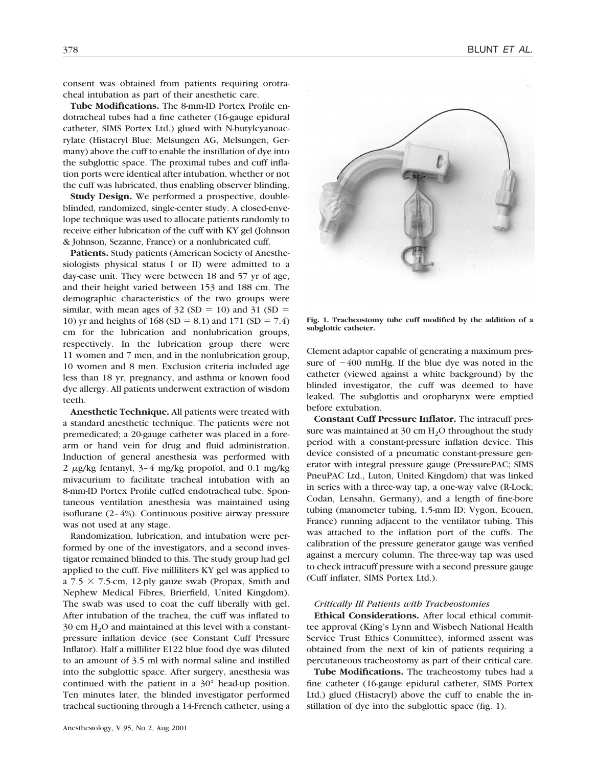consent was obtained from patients requiring orotracheal intubation as part of their anesthetic care.

**Tube Modifications.** The 8-mm-ID Portex Profile endotracheal tubes had a fine catheter (16-gauge epidural catheter, SIMS Portex Ltd.) glued with N-butylcyanoacrylate (Histacryl Blue; Melsungen AG, Melsungen, Germany) above the cuff to enable the instillation of dye into the subglottic space. The proximal tubes and cuff inflation ports were identical after intubation, whether or not the cuff was lubricated, thus enabling observer blinding.

**Study Design.** We performed a prospective, double-blinded, randomized, single-center study. A closed-envelope technique was used to allocate patients randomly to receive either lubrication of the cuff with KY gel (Johnson & Johnson, Sezanne, France) or a nonlubricated cuff.

**Patients.** Study patients (American Society of Anesthesiologists physical status I or II) were admitted to a day-case unit. They were between 18 and 57 yr of age, and their height varied between 153 and 188 cm. The demographic characteristics of the two groups were similar, with mean ages of 32 (SD = 10) and 31 (SD = 10) yr and heights of 168 (SD = 8.1) and 171 (SD = 7.4) cm for the lubrication and nonlubrication groups, respectively. In the lubrication group there were 11 women and 7 men, and in the nonlubrication group, 10 women and 8 men. Exclusion criteria included age less than 18 yr, pregnancy, and asthma or known food dye allergy. All patients underwent extraction of wisdom teeth.

**Anesthetic Technique.** All patients were treated with a standard anesthetic technique. The patients were not premedicated; a 20-gauge catheter was placed in a forearm or hand vein for drug and fluid administration. Induction of general anesthesia was performed with 2 μg/kg fentanyl, 3–4 mg/kg propofol, and 0.1 mg/kg mivacurium to facilitate tracheal intubation with an 8-mm-ID Portex Profile cuffed endotracheal tube. Spontaneous ventilation anesthesia was maintained using isoflurane (2–4%). Continuous positive airway pressure was not used at any stage.

Randomization, lubrication, and intubation were performed by one of the investigators, and a second investigator remained blinded to this. The study group had gel applied to the cuff. Five milliliters KY gel was applied to a 7.5 × 7.5-cm, 12-ply gauze swab (Propax, Smith and Nephew Medical Fibres, Brierfield, United Kingdom). The swab was used to coat the cuff liberally with gel. After intubation of the trachea, the cuff was inflated to 30 cm $H_2O$ and maintained at this level with a constant-pressure inflation device (see Constant Cuff Pressure Inflator). Half a milliliter E122 blue food dye was diluted to an amount of 3.5 ml with normal saline and instilled into the subglottic space. After surgery, anesthesia was continued with the patient in a 30° head-up position. Ten minutes later, the blinded investigator performed tracheal suctioning through a 14-French catheter, using a Clement adaptor capable of generating a maximum pressure of −400 mmHg. If the blue dye was noted in the catheter (viewed against a white background) by the blinded investigator, the cuff was deemed to have leaked. The subglottis and oropharynx were emptied before extubation.

**Constant Cuff Pressure Inflator.** The intracuff pressure was maintained at 30 cm $H_2O$ throughout the study period with a constant-pressure inflation device. This device consisted of a pneumatic constant-pressure generator with integral pressure gauge (PressurePAC; SIMS PneuPAC Ltd., Luton, United Kingdom) that was linked in series with a three-way tap, a one-way valve (R-Lock; Codan, Lensahn, Germany), and a length of fine-bore tubing (manometer tubing, 1.5-mm ID; Vygon, Ecouen, France) running adjacent to the ventilator tubing. This was attached to the inflation port of the cuffs. The calibration of the pressure generator gauge was verified against a mercury column. The three-way tap was used to check intracuff pressure with a second pressure gauge (Cuff inflater, SIMS Portex Ltd.).

Fig. 1. Tracheostomy tube cuff modified by the addition of a subglottic catheter.

### *Critically Ill Patients with Tracheostomies*

**Ethical Considerations.** After local ethical committee approval (King's Lynn and Wisbech National Health Service Trust Ethics Committee), informed assent was obtained from the next of kin of patients requiring a percutaneous tracheostomy as part of their critical care.

**Tube Modifications.** The tracheostomy tubes had a fine catheter (16-gauge epidural catheter, SIMS Portex Ltd.) glued (Histacryl) above the cuff to enable the instillation of dye into the subglottic space (fig. 1).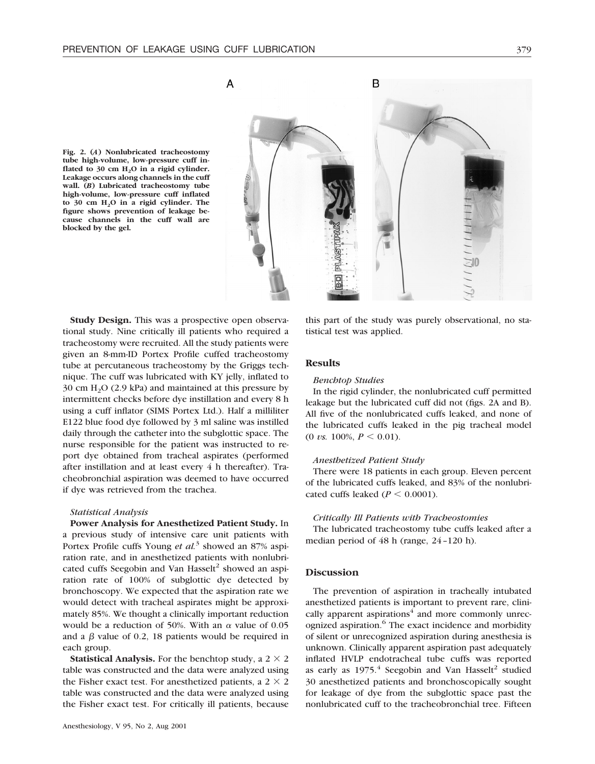Fig. 2. (*A*) Nonlubricated tracheostomy tube high-volume, low-pressure cuff inflated to 30 cm $H_2O$ in a rigid cylinder. Leakage occurs along channels in the cuff wall. (*B*) Lubricated tracheostomy tube high-volume, low-pressure cuff inflated to 30 cm $H_2O$ in a rigid cylinder. The figure shows prevention of leakage because channels in the cuff wall are blocked by the gel.

**Study Design.** This was a prospective open observational study. Nine critically ill patients who required a tracheostomy were recruited. All the study patients were given an 8-mm-ID Portex Profile cuffed tracheostomy tube at percutaneous tracheostomy by the Griggs technique. The cuff was lubricated with KY jelly, inflated to 30 cm $H_2O$ (2.9 kPa) and maintained at this pressure by intermittent checks before dye instillation and every 8 h using a cuff inflator (SIMS Portex Ltd.). Half a milliliter E122 blue food dye followed by 3 ml saline was instilled daily through the catheter into the subglottic space. The nurse responsible for the patient was instructed to report dye obtained from tracheal aspirates (performed after instillation and at least every 4 h thereafter). Tracheobronchial aspiration was deemed to have occurred if dye was retrieved from the trachea.

### Statistical Analysis

**Power Analysis for Anesthetized Patient Study.** In a previous study of intensive care unit patients with Portex Profile cuffs Young *et al.*[3] showed an 87% aspiration rate, and in anesthetized patients with nonlubricated cuffs Seegobin and Van Hasselt[2] showed an aspiration rate of 100% of subglottic dye detected by bronchoscopy. We expected that the aspiration rate we would detect with tracheal aspirates might be approximately 85%. We thought a clinically important reduction would be a reduction of 50%. With an $\alpha$ value of 0.05 and a $\beta$ value of 0.2, 18 patients would be required in each group.

**Statistical Analysis.** For the benchtop study, a 2 × 2 table was constructed and the data were analyzed using the Fisher exact test. For anesthetized patients, a 2 × 2 table was constructed and the data were analyzed using the Fisher exact test. For critically ill patients, because this part of the study was purely observational, no statistical test was applied.

## Results

### Benchtop Studies

In the rigid cylinder, the nonlubricated cuff permitted leakage but the lubricated cuff did not (figs. 2A and B). All five of the nonlubricated cuffs leaked, and none of the lubricated cuffs leaked in the pig tracheal model (0 *vs.* 100%, $P < 0.01$).

### Anesthetized Patient Study

There were 18 patients in each group. Eleven percent of the lubricated cuffs leaked, and 83% of the nonlubricated cuffs leaked ($P < 0.0001$).

### Critically Ill Patients with Tracheostomies

The lubricated tracheostomy tube cuffs leaked after a median period of 48 h (range, 24–120 h).

## Discussion

The prevention of aspiration in tracheally intubated anesthetized patients is important to prevent rare, clinically apparent aspirations[4] and more commonly unrecognized aspiration.[6] The exact incidence and morbidity of silent or unrecognized aspiration during anesthesia is unknown. Clinically apparent aspiration past adequately inflated HVLP endotracheal tube cuffs was reported as early as 1975.[4] Seegobin and Van Hasselt[2] studied 30 anesthetized patients and bronchoscopically sought for leakage of dye from the subglottic space past the nonlubricated cuff to the tracheobronchial tree. Fifteen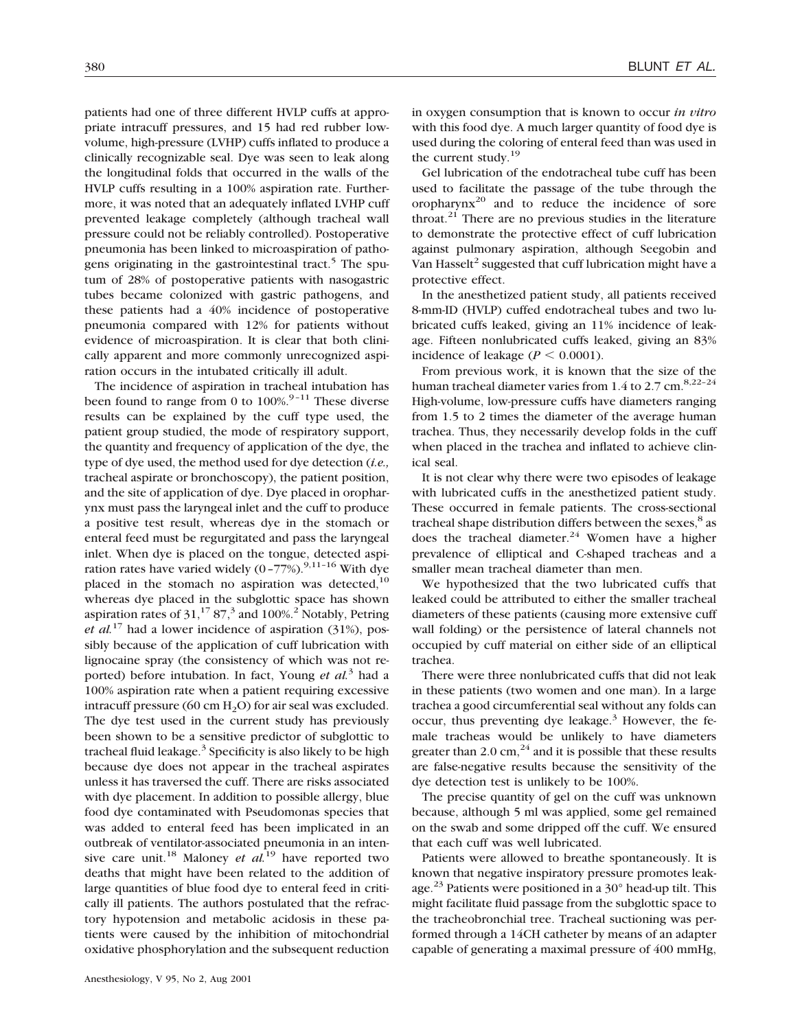patients had one of three different HVLP cuffs at appropriate intracuff pressures, and 15 had red rubber low-volume, high-pressure (LVHP) cuffs inflated to produce a clinically recognizable seal. Dye was seen to leak along the longitudinal folds that occurred in the walls of the HVLP cuffs resulting in a 100% aspiration rate. Furthermore, it was noted that an adequately inflated LVHP cuff prevented leakage completely (although tracheal wall pressure could not be reliably controlled). Postoperative pneumonia has been linked to microaspiration of pathogens originating in the gastrointestinal tract.[5] The sputum of 28% of postoperative patients with nasogastric tubes became colonized with gastric pathogens, and these patients had a 40% incidence of postoperative pneumonia compared with 12% for patients without evidence of microaspiration. It is clear that both clinically apparent and more commonly unrecognized aspiration occurs in the intubated critically ill adult.

The incidence of aspiration in tracheal intubation has been found to range from 0 to 100%.[9–11] These diverse results can be explained by the cuff type used, the patient group studied, the mode of respiratory support, the quantity and frequency of application of the dye, the type of dye used, the method used for dye detection (*i.e.,* tracheal aspirate or bronchoscopy), the patient position, and the site of application of dye. Dye placed in oropharynx must pass the laryngeal inlet and the cuff to produce a positive test result, whereas dye in the stomach or enteral feed must be regurgitated and pass the laryngeal inlet. When dye is placed on the tongue, detected aspiration rates have varied widely (0–77%).[9,11–16] With dye placed in the stomach no aspiration was detected,[10] whereas dye placed in the subglottic space has shown aspiration rates of 31,[17] 87,[3] and 100%.[2] Notably, Petring *et al.*[17] had a lower incidence of aspiration (31%), possibly because of the application of cuff lubrication with lignocaine spray (the consistency of which was not reported) before intubation. In fact, Young *et al.*[3] had a 100% aspiration rate when a patient requiring excessive intracuff pressure (60 cm $H_2O$) for air seal was excluded. The dye test used in the current study has previously been shown to be a sensitive predictor of subglottic to tracheal fluid leakage.[3] Specificity is also likely to be high because dye does not appear in the tracheal aspirates unless it has traversed the cuff. There are risks associated with dye placement. In addition to possible allergy, blue food dye contaminated with Pseudomonas species that was added to enteral feed has been implicated in an outbreak of ventilator-associated pneumonia in an intensive care unit.[18] Maloney *et al.*[19] have reported two deaths that might have been related to the addition of large quantities of blue food dye to enteral feed in critically ill patients. The authors postulated that the refractory hypotension and metabolic acidosis in these patients were caused by the inhibition of mitochondrial oxidative phosphorylation and the subsequent reduction in oxygen consumption that is known to occur *in vitro* with this food dye. A much larger quantity of food dye is used during the coloring of enteral feed than was used in the current study.[19]

Gel lubrication of the endotracheal tube cuff has been used to facilitate the passage of the tube through the oropharynx[20] and to reduce the incidence of sore throat.[21] There are no previous studies in the literature to demonstrate the protective effect of cuff lubrication against pulmonary aspiration, although Seegobin and Van Hasselt[2] suggested that cuff lubrication might have a protective effect.

In the anesthetized patient study, all patients received 8-mm-ID (HVLP) cuffed endotracheal tubes and two lubricated cuffs leaked, giving an 11% incidence of leakage. Fifteen nonlubricated cuffs leaked, giving an 83% incidence of leakage ($P < 0.0001$).

From previous work, it is known that the size of the human tracheal diameter varies from 1.4 to 2.7 cm.[8,22–24] High-volume, low-pressure cuffs have diameters ranging from 1.5 to 2 times the diameter of the average human trachea. Thus, they necessarily develop folds in the cuff when placed in the trachea and inflated to achieve clinical seal.

It is not clear why there were two episodes of leakage with lubricated cuffs in the anesthetized patient study. These occurred in female patients. The cross-sectional tracheal shape distribution differs between the sexes,[8] as does the tracheal diameter.[24] Women have a higher prevalence of elliptical and C-shaped tracheas and a smaller mean tracheal diameter than men.

We hypothesized that the two lubricated cuffs that leaked could be attributed to either the smaller tracheal diameters of these patients (causing more extensive cuff wall folding) or the persistence of lateral channels not occupied by cuff material on either side of an elliptical trachea.

There were three nonlubricated cuffs that did not leak in these patients (two women and one man). In a large trachea a good circumferential seal without any folds can occur, thus preventing dye leakage.[3] However, the female tracheas would be unlikely to have diameters greater than 2.0 cm,[24] and it is possible that these results are false-negative results because the sensitivity of the dye detection test is unlikely to be 100%.

The precise quantity of gel on the cuff was unknown because, although 5 ml was applied, some gel remained on the swab and some dripped off the cuff. We ensured that each cuff was well lubricated.

Patients were allowed to breathe spontaneously. It is known that negative inspiratory pressure promotes leakage.[23] Patients were positioned in a 30° head-up tilt. This might facilitate fluid passage from the subglottic space to the tracheobronchial tree. Tracheal suctioning was performed through a 14CH catheter by means of an adapter capable of generating a maximal pressure of 400 mmHg,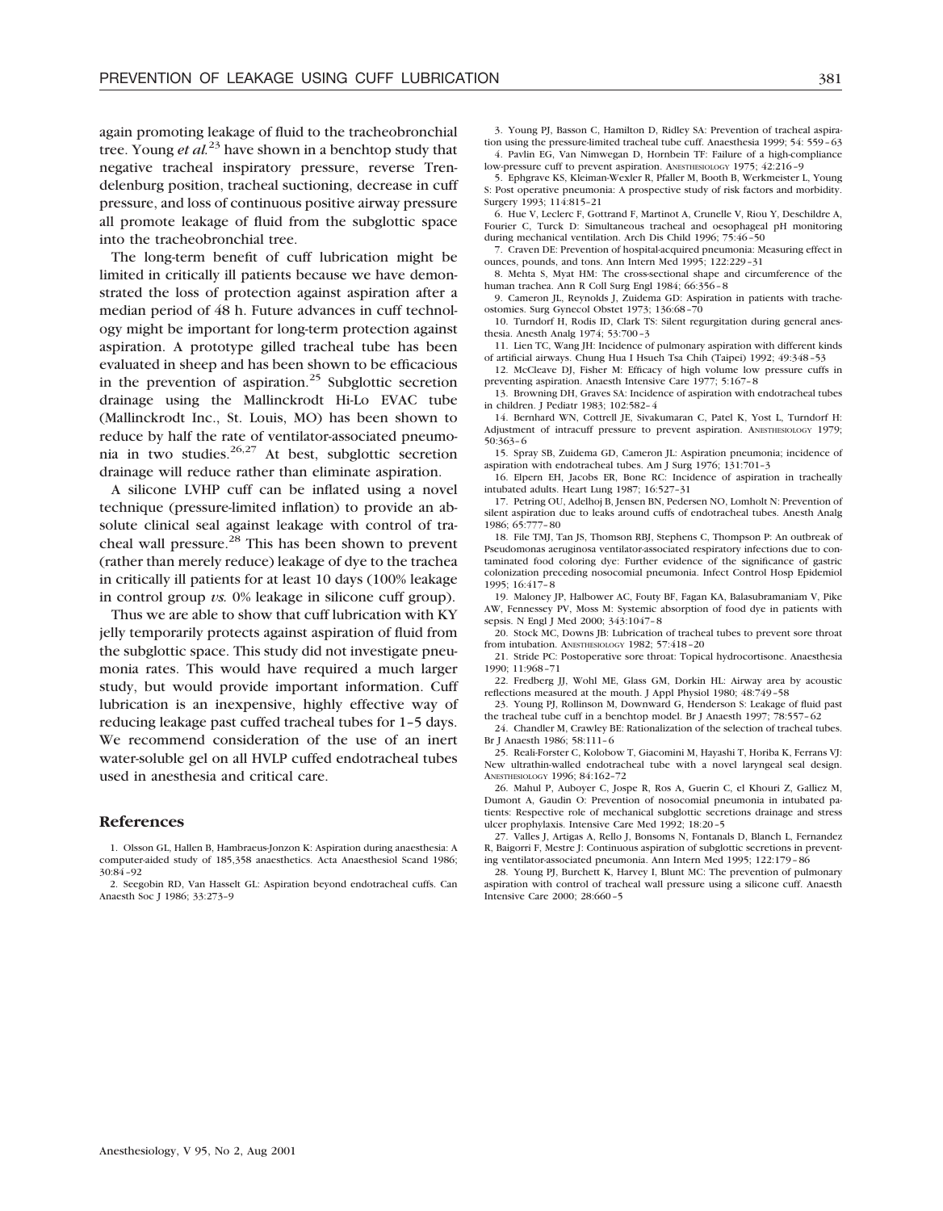again promoting leakage of fluid to the tracheobronchial tree. Young *et al.*[23] have shown in a benchtop study that negative tracheal inspiratory pressure, reverse Trendelenburg position, tracheal suctioning, decrease in cuff pressure, and loss of continuous positive airway pressure all promote leakage of fluid from the subglottic space into the tracheobronchial tree.

The long-term benefit of cuff lubrication might be limited in critically ill patients because we have demonstrated the loss of protection against aspiration after a median period of 48 h. Future advances in cuff technology might be important for long-term protection against aspiration. A prototype gilled tracheal tube has been evaluated in sheep and has been shown to be efficacious in the prevention of aspiration.[25] Subglottic secretion drainage using the Mallinckrodt Hi-Lo EVAC tube (Mallinckrodt Inc., St. Louis, MO) has been shown to reduce by half the rate of ventilator-associated pneumonia in two studies.[26,27] At best, subglottic secretion drainage will reduce rather than eliminate aspiration.

A silicone LVHP cuff can be inflated using a novel technique (pressure-limited inflation) to provide an absolute clinical seal against leakage with control of tracheal wall pressure.[28] This has been shown to prevent (rather than merely reduce) leakage of dye to the trachea in critically ill patients for at least 10 days (100% leakage in control group *vs.* 0% leakage in silicone cuff group).

Thus we are able to show that cuff lubrication with KY jelly temporarily protects against aspiration of fluid from the subglottic space. This study did not investigate pneumonia rates. This would have required a much larger study, but would provide important information. Cuff lubrication is an inexpensive, highly effective way of reducing leakage past cuffed tracheal tubes for 1–5 days. We recommend consideration of the use of an inert water-soluble gel on all HVLP cuffed endotracheal tubes used in anesthesia and critical care.

## References

1. Olsson GL, Hallen B, Hambraeus-Jonzon K: Aspiration during anaesthesia: A computer-aided study of 185,358 anaesthetics. Acta Anaesthesiol Scand 1986; 30:84–92
2. Seegobin RD, Van Hasselt GL: Aspiration beyond endotracheal cuffs. Can Anaesth Soc J 1986; 33:273–9
3. Young PJ, Basson C, Hamilton D, Ridley SA: Prevention of tracheal aspiration using the pressure-limited tracheal tube cuff. Anaesthesia 1999; 54: 559–63
4. Pavlin EG, Van Nimwegan D, Hornbein TF: Failure of a high-compliance low-pressure cuff to prevent aspiration. Anesthesiology 1975; 42:216–9
5. Ephgrave KS, Kleiman-Wexler R, Pfaller M, Booth B, Werkmeister L, Young S: Post operative pneumonia: A prospective study of risk factors and morbidity. Surgery 1993; 114:815–21
6. Hue V, Leclerc F, Gottrand F, Martinot A, Crunelle V, Riou Y, Deschildre A, Fourier C, Turck D: Simultaneous tracheal and oesophageal pH monitoring during mechanical ventilation. Arch Dis Child 1996; 75:46–50
7. Craven DE: Prevention of hospital-acquired pneumonia: Measuring effect in ounces, pounds, and tons. Ann Intern Med 1995; 122:229–31
8. Mehta S, Myat HM: The cross-sectional shape and circumference of the human trachea. Ann R Coll Surg Engl 1984; 66:356–8
9. Cameron JL, Reynolds J, Zuidema GD: Aspiration in patients with tracheostomies. Surg Gynecol Obstet 1973; 136:68–70
10. Turndorf H, Rodis ID, Clark TS: Silent regurgitation during general anesthesia. Anesth Analg 1974; 53:700–3
11. Lien TC, Wang JH: Incidence of pulmonary aspiration with different kinds of artificial airways. Chung Hua I Hsueh Tsa Chih (Taipei) 1992; 49:348–53
12. McCleave DJ, Fisher M: Efficacy of high volume low pressure cuffs in preventing aspiration. Anaesth Intensive Care 1977; 5:167–8
13. Browning DH, Graves SA: Incidence of aspiration with endotracheal tubes in children. J Pediatr 1983; 102:582–4
14. Bernhard WN, Cottrell JE, Sivakumaran C, Patel K, Yost L, Turndorf H: Adjustment of intracuff pressure to prevent aspiration. Anesthesiology 1979; 50:363–6
15. Spray SB, Zuidema GD, Cameron JL: Aspiration pneumonia; incidence of aspiration with endotracheal tubes. Am J Surg 1976; 131:701–3
16. Elpern EH, Jacobs ER, Bone RC: Incidence of aspiration in tracheally intubated adults. Heart Lung 1987; 16:527–31
17. Petring OU, Adelhoj B, Jensen BN, Pedersen NO, Lomholt N: Prevention of silent aspiration due to leaks around cuffs of endotracheal tubes. Anesth Analg 1986; 65:777–80
18. File TMJ, Tan JS, Thomson RBJ, Stephens C, Thompson P: An outbreak of Pseudomonas aeruginosa ventilator-associated respiratory infections due to contaminated food coloring dye: Further evidence of the significance of gastric colonization preceding nosocomial pneumonia. Infect Control Hosp Epidemiol 1995; 16:417–8
19. Maloney JP, Halbower AC, Fouty BF, Fagan KA, Balasubramaniam V, Pike AW, Fennessey PV, Moss M: Systemic absorption of food dye in patients with sepsis. N Engl J Med 2000; 343:1047–8
20. Stock MC, Downs JB: Lubrication of tracheal tubes to prevent sore throat from intubation. Anesthesiology 1982; 57:418–20
21. Stride PC: Postoperative sore throat: Topical hydrocortisone. Anaesthesia 1990; 11:968–71
22. Fredberg JJ, Wohl ME, Glass GM, Dorkin HL: Airway area by acoustic reflections measured at the mouth. J Appl Physiol 1980; 48:749–58
23. Young PJ, Rollinson M, Downward G, Henderson S: Leakage of fluid past the tracheal tube cuff in a benchtop model. Br J Anaesth 1997; 78:557–62
24. Chandler M, Crawley BE: Rationalization of the selection of tracheal tubes. Br J Anaesth 1986; 58:111–6
25. Reali-Forster C, Kolobow T, Giacomini M, Hayashi T, Horiba K, Ferrans VJ: New ultrathin-walled endotracheal tube with a novel laryngeal seal design. Anesthesiology 1996; 84:162–72
26. Mahul P, Auboyer C, Jospe R, Ros A, Guerin C, el Khouri Z, Galliez M, Dumont A, Gaudin O: Prevention of nosocomial pneumonia in intubated patients: Respective role of mechanical subglottic secretions drainage and stress ulcer prophylaxis. Intensive Care Med 1992; 18:20–5
27. Valles J, Artigas A, Rello J, Bonsoms N, Fontanals D, Blanch L, Fernandez R, Baigorri F, Mestre J: Continuous aspiration of subglottic secretions in preventing ventilator-associated pneumonia. Ann Intern Med 1995; 122:179–86
28. Young PJ, Burchett K, Harvey I, Blunt MC: The prevention of pulmonary aspiration with control of tracheal wall pressure using a silicone cuff. Anaesth Intensive Care 2000; 28:660–5